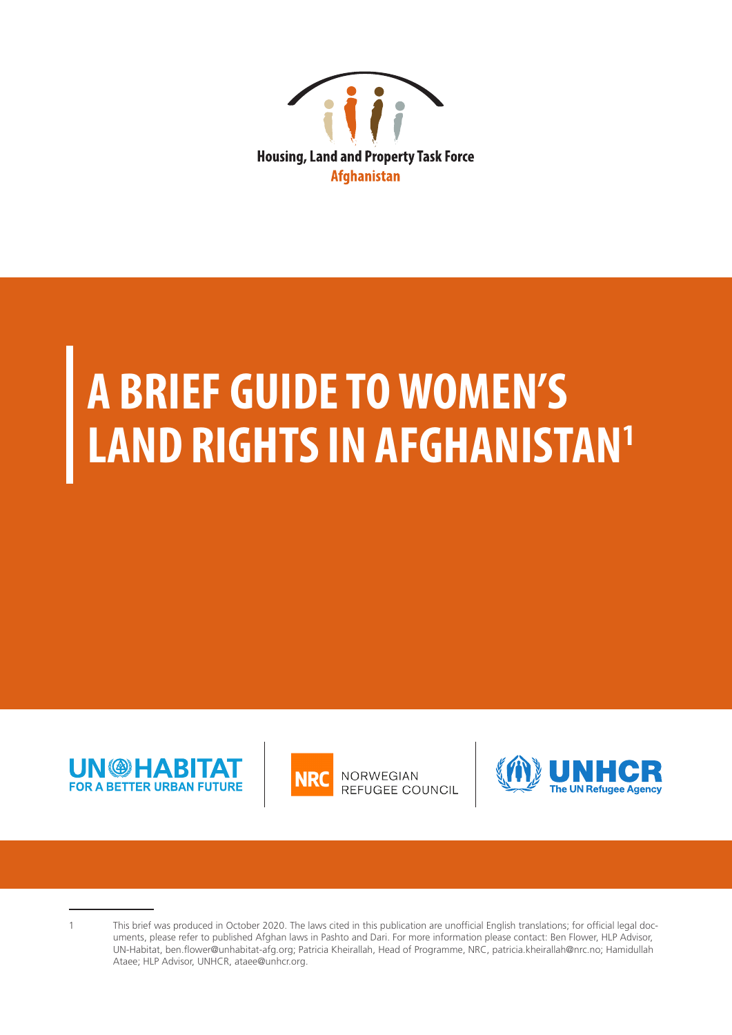Housing, Land and Property Task Force
Afghanistan

# A BRIEF GUIDE TO WOMEN'S LAND RIGHTS IN AFGHANISTAN[1]

UN-HABITAT FOR A BETTER URBAN FUTURE

NRC NORWEGIAN REFUGEE COUNCIL

UNHCR The UN Refugee Agency

---

1 This brief was produced in October 2020. The laws cited in this publication are unofficial English translations; for official legal documents, please refer to published Afghan laws in Pashto and Dari. For more information please contact: Ben Flower, HLP Advisor, UN-Habitat, ben.flower@unhabitat-afg.org; Patricia Kheirallah, Head of Programme, NRC, patricia.kheirallah@nrc.no; Hamidullah Ataee; HLP Advisor, UNHCR, ataee@unhcr.org.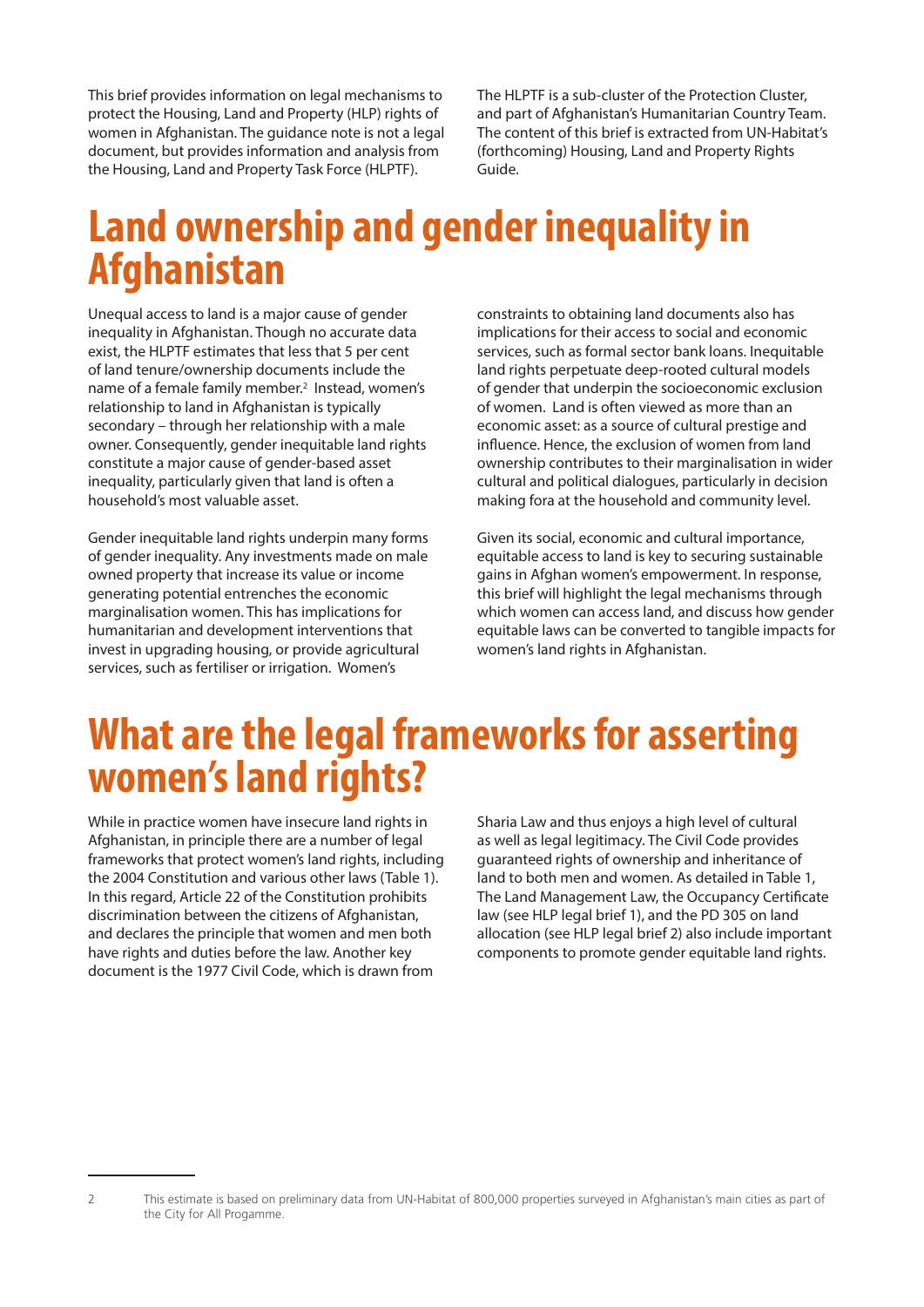This brief provides information on legal mechanisms to protect the Housing, Land and Property (HLP) rights of women in Afghanistan. The guidance note is not a legal document, but provides information and analysis from the Housing, Land and Property Task Force (HLPTF).

The HLPTF is a sub-cluster of the Protection Cluster, and part of Afghanistan's Humanitarian Country Team. The content of this brief is extracted from UN-Habitat's (forthcoming) Housing, Land and Property Rights Guide.

# Land ownership and gender inequality in Afghanistan

Unequal access to land is a major cause of gender inequality in Afghanistan. Though no accurate data exist, the HLPTF estimates that less that 5 per cent of land tenure/ownership documents include the name of a female family member.[2] Instead, women's relationship to land in Afghanistan is typically secondary – through her relationship with a male owner. Consequently, gender inequitable land rights constitute a major cause of gender-based asset inequality, particularly given that land is often a household's most valuable asset.

Gender inequitable land rights underpin many forms of gender inequality. Any investments made on male owned property that increase its value or income generating potential entrenches the economic marginalisation women. This has implications for humanitarian and development interventions that invest in upgrading housing, or provide agricultural services, such as fertiliser or irrigation. Women's constraints to obtaining land documents also has implications for their access to social and economic services, such as formal sector bank loans. Inequitable land rights perpetuate deep-rooted cultural models of gender that underpin the socioeconomic exclusion of women. Land is often viewed as more than an economic asset: as a source of cultural prestige and influence. Hence, the exclusion of women from land ownership contributes to their marginalisation in wider cultural and political dialogues, particularly in decision making fora at the household and community level.

Given its social, economic and cultural importance, equitable access to land is key to securing sustainable gains in Afghan women's empowerment. In response, this brief will highlight the legal mechanisms through which women can access land, and discuss how gender equitable laws can be converted to tangible impacts for women's land rights in Afghanistan.

# What are the legal frameworks for asserting women's land rights?

While in practice women have insecure land rights in Afghanistan, in principle there are a number of legal frameworks that protect women's land rights, including the 2004 Constitution and various other laws (Table 1). In this regard, Article 22 of the Constitution prohibits discrimination between the citizens of Afghanistan, and declares the principle that women and men both have rights and duties before the law. Another key document is the 1977 Civil Code, which is drawn from Sharia Law and thus enjoys a high level of cultural as well as legal legitimacy. The Civil Code provides guaranteed rights of ownership and inheritance of land to both men and women. As detailed in Table 1, The Land Management Law, the Occupancy Certificate law (see HLP legal brief 1), and the PD 305 on land allocation (see HLP legal brief 2) also include important components to promote gender equitable land rights.

---

[2] This estimate is based on preliminary data from UN-Habitat of 800,000 properties surveyed in Afghanistan's main cities as part of the City for All Progamme.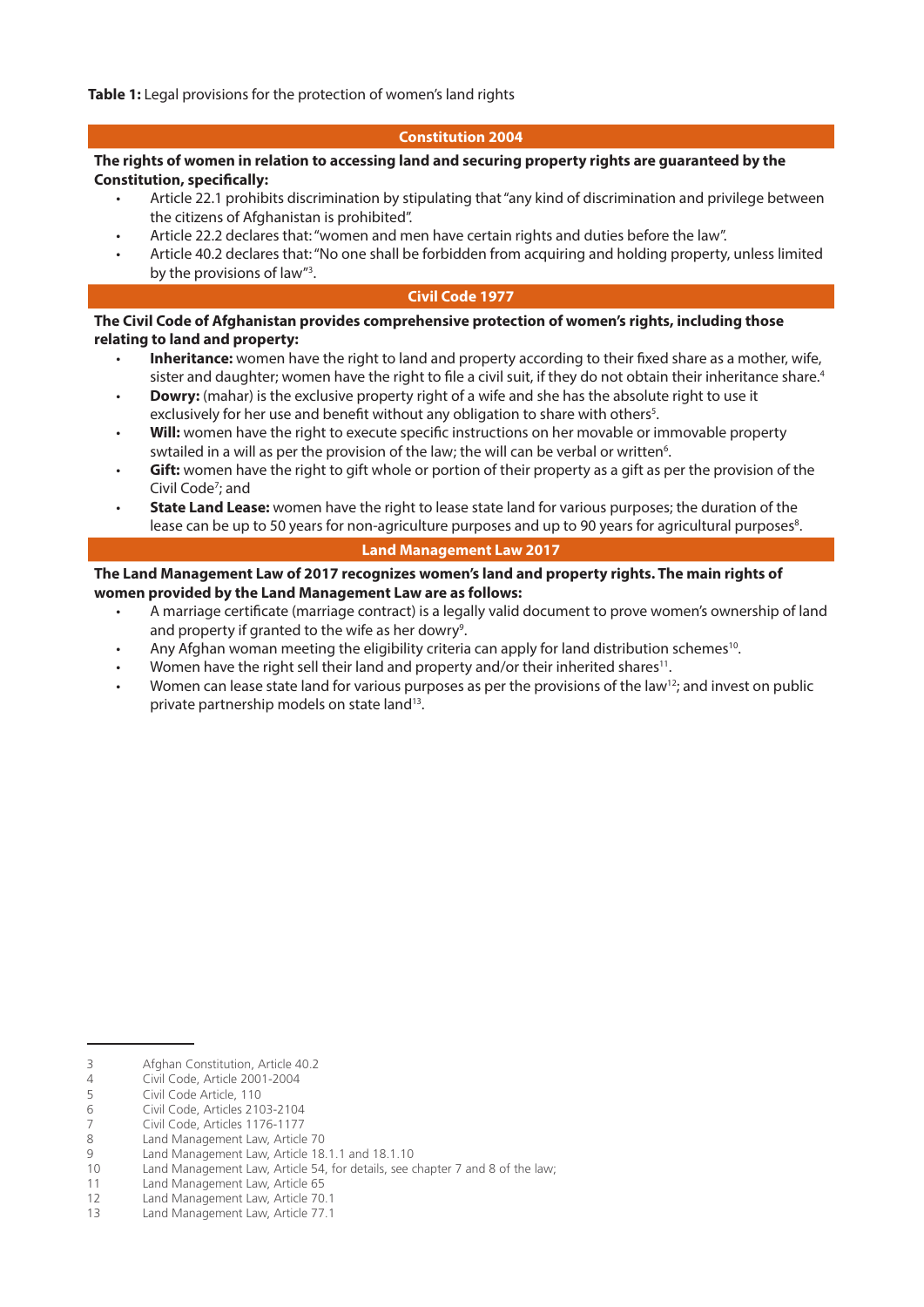**Table 1:** Legal provisions for the protection of women's land rights

## Constitution 2004

**The rights of women in relation to accessing land and securing property rights are guaranteed by the Constitution, specifically:**

- Article 22.1 prohibits discrimination by stipulating that "any kind of discrimination and privilege between the citizens of Afghanistan is prohibited".
- Article 22.2 declares that: "women and men have certain rights and duties before the law".
- Article 40.2 declares that: "No one shall be forbidden from acquiring and holding property, unless limited by the provisions of law"[3].

## Civil Code 1977

**The Civil Code of Afghanistan provides comprehensive protection of women's rights, including those relating to land and property:**

- **Inheritance:** women have the right to land and property according to their fixed share as a mother, wife, sister and daughter; women have the right to file a civil suit, if they do not obtain their inheritance share.[4]
- **Dowry:** (mahar) is the exclusive property right of a wife and she has the absolute right to use it exclusively for her use and benefit without any obligation to share with others[5].
- **Will:** women have the right to execute specific instructions on her movable or immovable property swtailed in a will as per the provision of the law; the will can be verbal or written[6].
- **Gift:** women have the right to gift whole or portion of their property as a gift as per the provision of the Civil Code[7]; and
- **State Land Lease:** women have the right to lease state land for various purposes; the duration of the lease can be up to 50 years for non-agriculture purposes and up to 90 years for agricultural purposes[8].

## Land Management Law 2017

**The Land Management Law of 2017 recognizes women's land and property rights. The main rights of women provided by the Land Management Law are as follows:**

- A marriage certificate (marriage contract) is a legally valid document to prove women's ownership of land and property if granted to the wife as her dowry[9].
- Any Afghan woman meeting the eligibility criteria can apply for land distribution schemes[10].
- Women have the right sell their land and property and/or their inherited shares[11].
- Women can lease state land for various purposes as per the provisions of the law[12]; and invest on public private partnership models on state land[13].

---

3 Afghan Constitution, Article 40.2
4 Civil Code, Article 2001-2004
5 Civil Code Article, 110
6 Civil Code, Articles 2103-2104
7 Civil Code, Articles 1176-1177
8 Land Management Law, Article 70
9 Land Management Law, Article 18.1.1 and 18.1.10
10 Land Management Law, Article 54, for details, see chapter 7 and 8 of the law;
11 Land Management Law, Article 65
12 Land Management Law, Article 70.1
13 Land Management Law, Article 77.1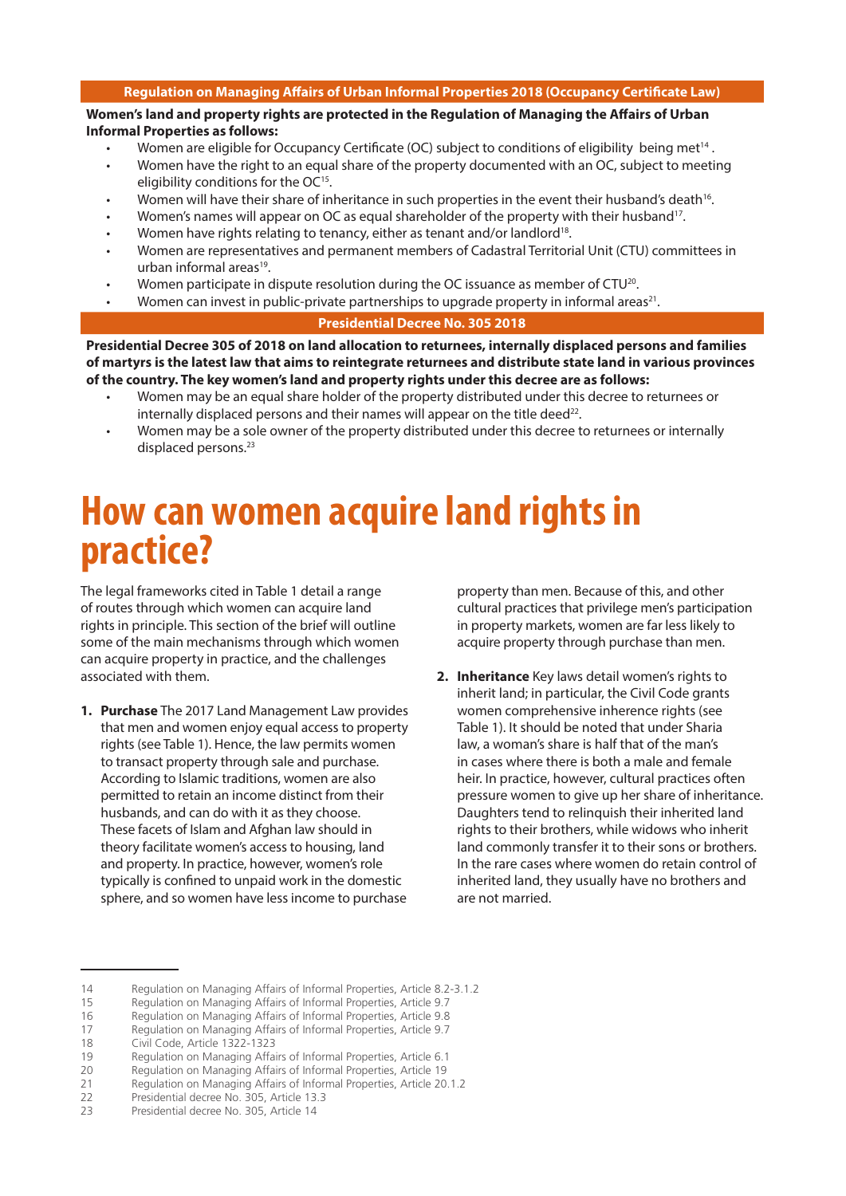**Regulation on Managing Affairs of Urban Informal Properties 2018 (Occupancy Certificate Law)**

**Women's land and property rights are protected in the Regulation of Managing the Affairs of Urban Informal Properties as follows:**

- Women are eligible for Occupancy Certificate (OC) subject to conditions of eligibility being met[14].
- Women have the right to an equal share of the property documented with an OC, subject to meeting eligibility conditions for the OC[15].
- Women will have their share of inheritance in such properties in the event their husband's death[16].
- Women's names will appear on OC as equal shareholder of the property with their husband[17].
- Women have rights relating to tenancy, either as tenant and/or landlord[18].
- Women are representatives and permanent members of Cadastral Territorial Unit (CTU) committees in urban informal areas[19].
- Women participate in dispute resolution during the OC issuance as member of CTU[20].
- Women can invest in public-private partnerships to upgrade property in informal areas[21].

**Presidential Decree No. 305 2018**

**Presidential Decree 305 of 2018 on land allocation to returnees, internally displaced persons and families of martyrs is the latest law that aims to reintegrate returnees and distribute state land in various provinces of the country. The key women's land and property rights under this decree are as follows:**

- Women may be an equal share holder of the property distributed under this decree to returnees or internally displaced persons and their names will appear on the title deed[22].
- Women may be a sole owner of the property distributed under this decree to returnees or internally displaced persons.[23]

# How can women acquire land rights in practice?

The legal frameworks cited in Table 1 detail a range of routes through which women can acquire land rights in principle. This section of the brief will outline some of the main mechanisms through which women can acquire property in practice, and the challenges associated with them.

1. **Purchase** The 2017 Land Management Law provides that men and women enjoy equal access to property rights (see Table 1). Hence, the law permits women to transact property through sale and purchase. According to Islamic traditions, women are also permitted to retain an income distinct from their husbands, and can do with it as they choose. These facets of Islam and Afghan law should in theory facilitate women's access to housing, land and property. In practice, however, women's role typically is confined to unpaid work in the domestic sphere, and so women have less income to purchase property than men. Because of this, and other cultural practices that privilege men's participation in property markets, women are far less likely to acquire property through purchase than men.

2. **Inheritance** Key laws detail women's rights to inherit land; in particular, the Civil Code grants women comprehensive inherence rights (see Table 1). It should be noted that under Sharia law, a woman's share is half that of the man's in cases where there is both a male and female heir. In practice, however, cultural practices often pressure women to give up her share of inheritance. Daughters tend to relinquish their inherited land rights to their brothers, while widows who inherit land commonly transfer it to their sons or brothers. In the rare cases where women do retain control of inherited land, they usually have no brothers and are not married.

---

14 Regulation on Managing Affairs of Informal Properties, Article 8.2-3.1.2
15 Regulation on Managing Affairs of Informal Properties, Article 9.7
16 Regulation on Managing Affairs of Informal Properties, Article 9.8
17 Regulation on Managing Affairs of Informal Properties, Article 9.7
18 Civil Code, Article 1322-1323
19 Regulation on Managing Affairs of Informal Properties, Article 6.1
20 Regulation on Managing Affairs of Informal Properties, Article 19
21 Regulation on Managing Affairs of Informal Properties, Article 20.1.2
22 Presidential decree No. 305, Article 13.3
23 Presidential decree No. 305, Article 14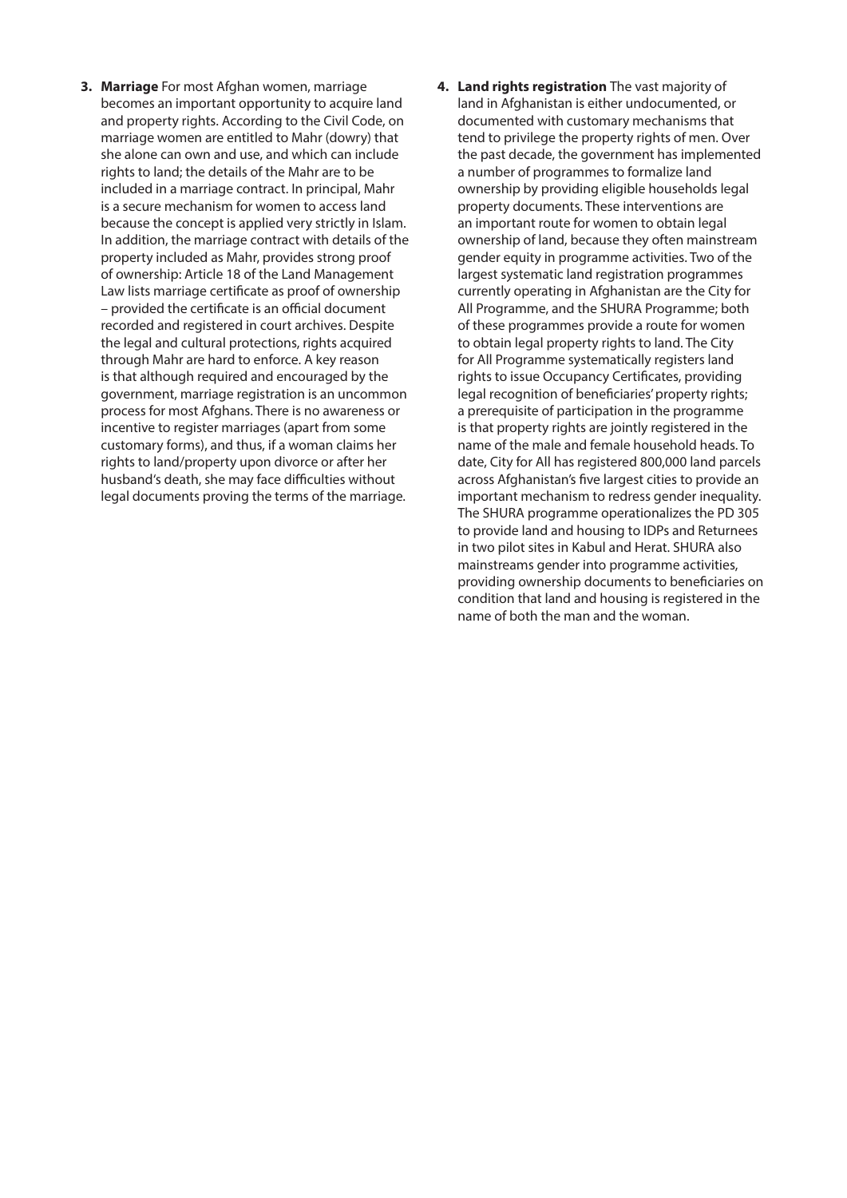3. **Marriage** For most Afghan women, marriage becomes an important opportunity to acquire land and property rights. According to the Civil Code, on marriage women are entitled to Mahr (dowry) that she alone can own and use, and which can include rights to land; the details of the Mahr are to be included in a marriage contract. In principal, Mahr is a secure mechanism for women to access land because the concept is applied very strictly in Islam. In addition, the marriage contract with details of the property included as Mahr, provides strong proof of ownership: Article 18 of the Land Management Law lists marriage certificate as proof of ownership – provided the certificate is an official document recorded and registered in court archives. Despite the legal and cultural protections, rights acquired through Mahr are hard to enforce. A key reason is that although required and encouraged by the government, marriage registration is an uncommon process for most Afghans. There is no awareness or incentive to register marriages (apart from some customary forms), and thus, if a woman claims her rights to land/property upon divorce or after her husband's death, she may face difficulties without legal documents proving the terms of the marriage.

4. **Land rights registration** The vast majority of land in Afghanistan is either undocumented, or documented with customary mechanisms that tend to privilege the property rights of men. Over the past decade, the government has implemented a number of programmes to formalize land ownership by providing eligible households legal property documents. These interventions are an important route for women to obtain legal ownership of land, because they often mainstream gender equity in programme activities. Two of the largest systematic land registration programmes currently operating in Afghanistan are the City for All Programme, and the SHURA Programme; both of these programmes provide a route for women to obtain legal property rights to land. The City for All Programme systematically registers land rights to issue Occupancy Certificates, providing legal recognition of beneficiaries' property rights; a prerequisite of participation in the programme is that property rights are jointly registered in the name of the male and female household heads. To date, City for All has registered 800,000 land parcels across Afghanistan's five largest cities to provide an important mechanism to redress gender inequality. The SHURA programme operationalizes the PD 305 to provide land and housing to IDPs and Returnees in two pilot sites in Kabul and Herat. SHURA also mainstreams gender into programme activities, providing ownership documents to beneficiaries on condition that land and housing is registered in the name of both the man and the woman.